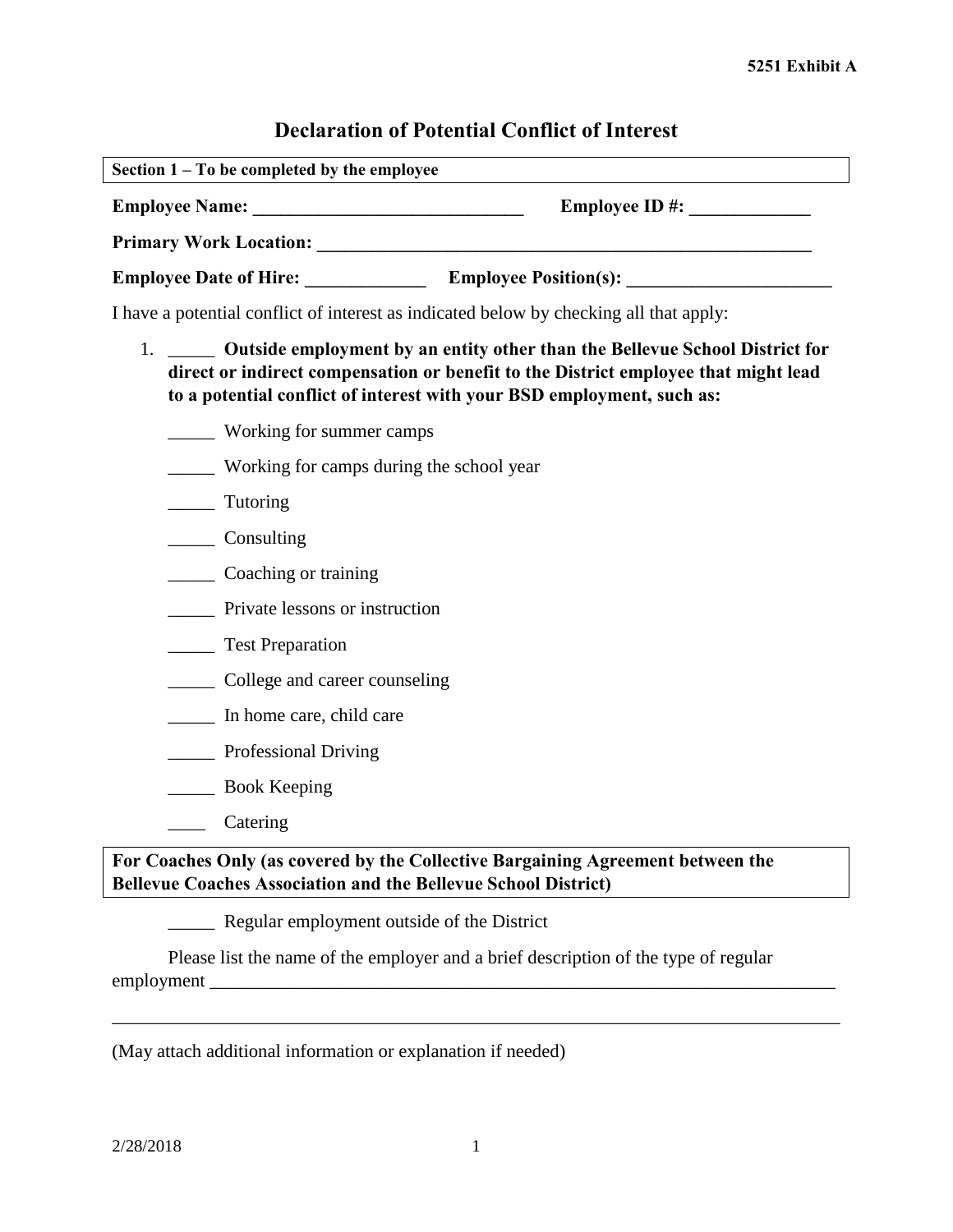**5251 Exhibit A**

# Declaration of Potential Conflict of Interest

**Section 1 – To be completed by the employee**

**Employee Name: _____________________________** **Employee ID #: _____________**

**Primary Work Location: _______________________________________________________**

**Employee Date of Hire: _____________** **Employee Position(s): ______________________**

I have a potential conflict of interest as indicated below by checking all that apply:

1. _____ **Outside employment by an entity other than the Bellevue School District for direct or indirect compensation or benefit to the District employee that might lead to a potential conflict of interest with your BSD employment, such as:**

   _____ Working for summer camps

   _____ Working for camps during the school year

   _____ Tutoring

   _____ Consulting

   _____ Coaching or training

   _____ Private lessons or instruction

   _____ Test Preparation

   _____ College and career counseling

   _____ In home care, child care

   _____ Professional Driving

   _____ Book Keeping

   ____ Catering

**For Coaches Only (as covered by the Collective Bargaining Agreement between the Bellevue Coaches Association and the Bellevue School District)**

_____ Regular employment outside of the District

Please list the name of the employer and a brief description of the type of regular employment ______________________________________________________________________

________________________________________________________________________________

(May attach additional information or explanation if needed)

2/28/2018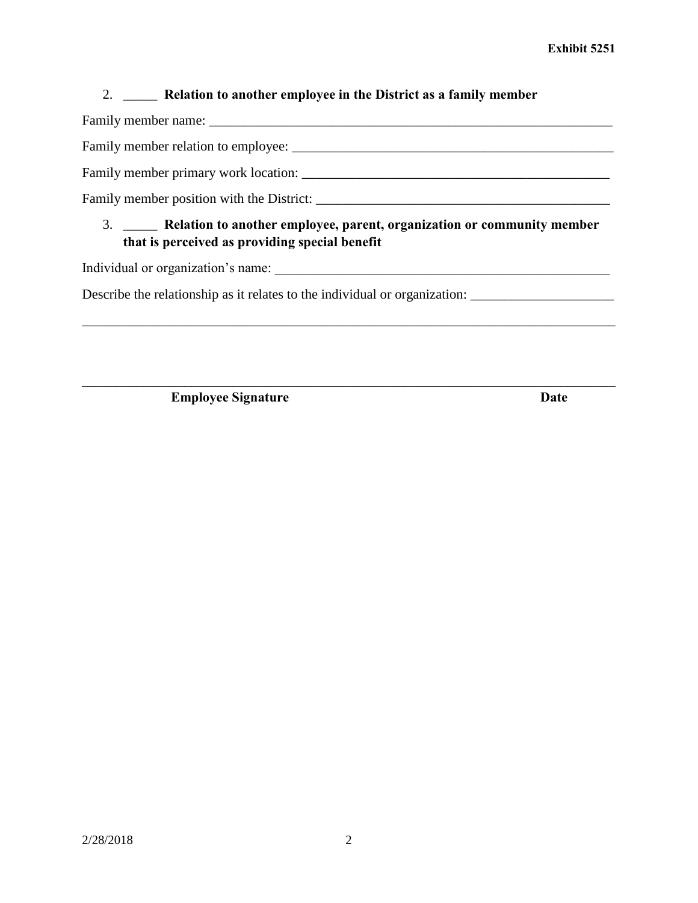2. _____ **Relation to another employee in the District as a family member**

Family member name: ____________________________________________________________

Family member relation to employee: ______________________________________________

Family member primary work location: _____________________________________________

Family member position with the District: __________________________________________

3. _____ **Relation to another employee, parent, organization or community member that is perceived as providing special benefit**

Individual or organization's name: ________________________________________________

Describe the relationship as it relates to the individual or organization: ____________________

_______________________________________________________________________________

_______________________________________________________________________________

**Employee Signature** **Date**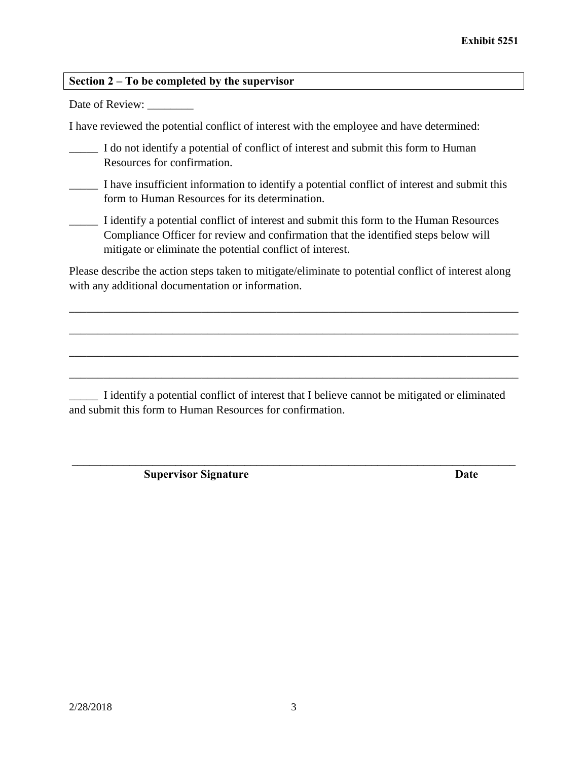**Exhibit 5251**

**Section 2 – To be completed by the supervisor**

Date of Review: ________

I have reviewed the potential conflict of interest with the employee and have determined:

_____ I do not identify a potential of conflict of interest and submit this form to Human Resources for confirmation.

_____ I have insufficient information to identify a potential conflict of interest and submit this form to Human Resources for its determination.

_____ I identify a potential conflict of interest and submit this form to the Human Resources Compliance Officer for review and confirmation that the identified steps below will mitigate or eliminate the potential conflict of interest.

Please describe the action steps taken to mitigate/eliminate to potential conflict of interest along with any additional documentation or information.

________________________________________________________________________________

________________________________________________________________________________

________________________________________________________________________________

________________________________________________________________________________

_____ I identify a potential conflict of interest that I believe cannot be mitigated or eliminated and submit this form to Human Resources for confirmation.

________________________________________________________________________________

**Supervisor Signature** **Date**

2/28/2018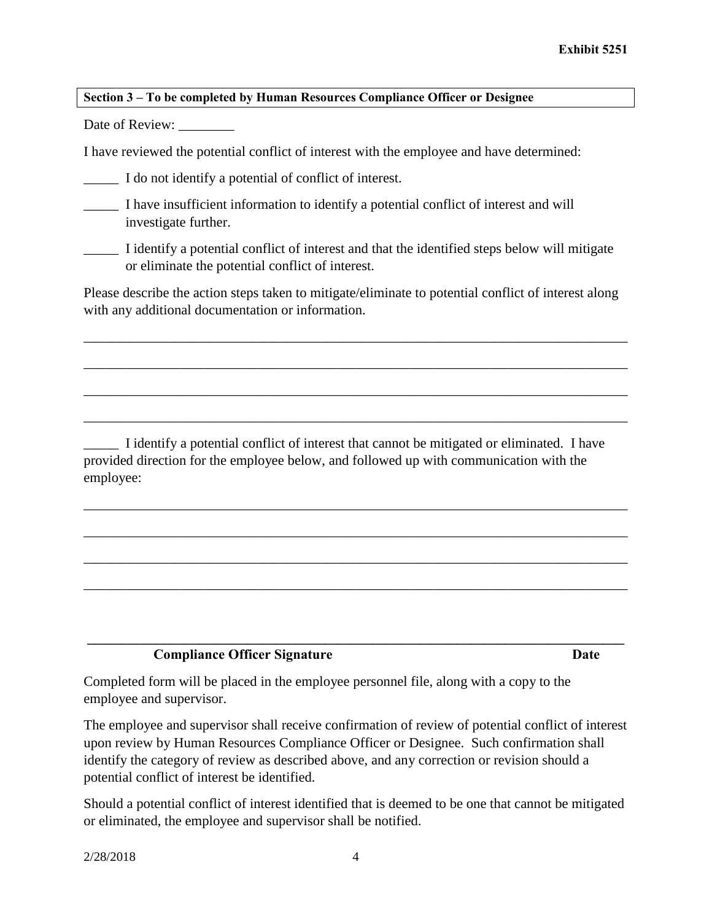Exhibit 5251

**Section 3 – To be completed by Human Resources Compliance Officer or Designee**

Date of Review: ________

I have reviewed the potential conflict of interest with the employee and have determined:

_____ I do not identify a potential of conflict of interest.

_____ I have insufficient information to identify a potential conflict of interest and will investigate further.

_____ I identify a potential conflict of interest and that the identified steps below will mitigate or eliminate the potential conflict of interest.

Please describe the action steps taken to mitigate/eliminate to potential conflict of interest along with any additional documentation or information.

_______________________________________________________________________________

_______________________________________________________________________________

_______________________________________________________________________________

_______________________________________________________________________________

_____ I identify a potential conflict of interest that cannot be mitigated or eliminated. I have provided direction for the employee below, and followed up with communication with the employee:

_______________________________________________________________________________

_______________________________________________________________________________

_______________________________________________________________________________

_______________________________________________________________________________

_______________________________________________________________________________

**Compliance Officer Signature** **Date**

Completed form will be placed in the employee personnel file, along with a copy to the employee and supervisor.

The employee and supervisor shall receive confirmation of review of potential conflict of interest upon review by Human Resources Compliance Officer or Designee. Such confirmation shall identify the category of review as described above, and any correction or revision should a potential conflict of interest be identified.

Should a potential conflict of interest identified that is deemed to be one that cannot be mitigated or eliminated, the employee and supervisor shall be notified.

2/28/2018